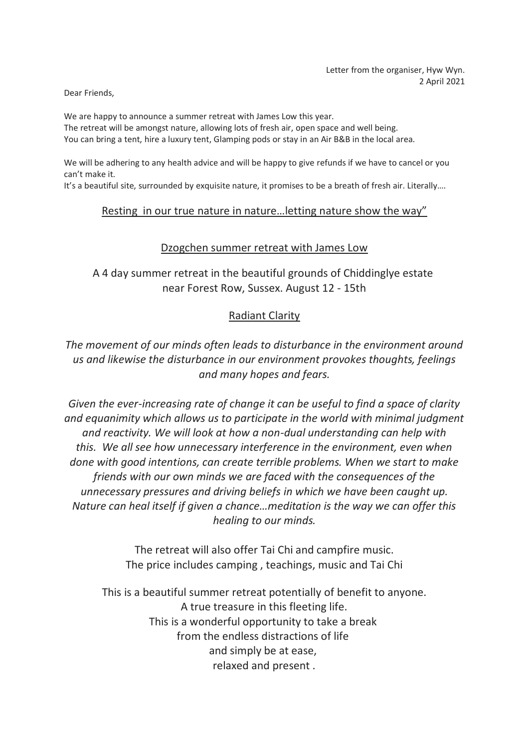Letter from the organiser, Hyw Wyn.
2 April 2021

Dear Friends,

We are happy to announce a summer retreat with James Low this year.
The retreat will be amongst nature, allowing lots of fresh air, open space and well being.
You can bring a tent, hire a luxury tent, Glamping pods or stay in an Air B&B in the local area.

We will be adhering to any health advice and will be happy to give refunds if we have to cancel or you can't make it.
It's a beautiful site, surrounded by exquisite nature, it promises to be a breath of fresh air. Literally….

## Resting in our true nature in nature…letting nature show the way"

## Dzogchen summer retreat with James Low

A 4 day summer retreat in the beautiful grounds of Chiddinglye estate near Forest Row, Sussex. August 12 - 15th

## Radiant Clarity

*The movement of our minds often leads to disturbance in the environment around us and likewise the disturbance in our environment provokes thoughts, feelings and many hopes and fears.*

*Given the ever-increasing rate of change it can be useful to find a space of clarity and equanimity which allows us to participate in the world with minimal judgment and reactivity. We will look at how a non-dual understanding can help with this. We all see how unnecessary interference in the environment, even when done with good intentions, can create terrible problems. When we start to make friends with our own minds we are faced with the consequences of the unnecessary pressures and driving beliefs in which we have been caught up. Nature can heal itself if given a chance…meditation is the way we can offer this healing to our minds.*

The retreat will also offer Tai Chi and campfire music.
The price includes camping , teachings, music and Tai Chi

This is a beautiful summer retreat potentially of benefit to anyone.
A true treasure in this fleeting life.
This is a wonderful opportunity to take a break
from the endless distractions of life
and simply be at ease,
relaxed and present .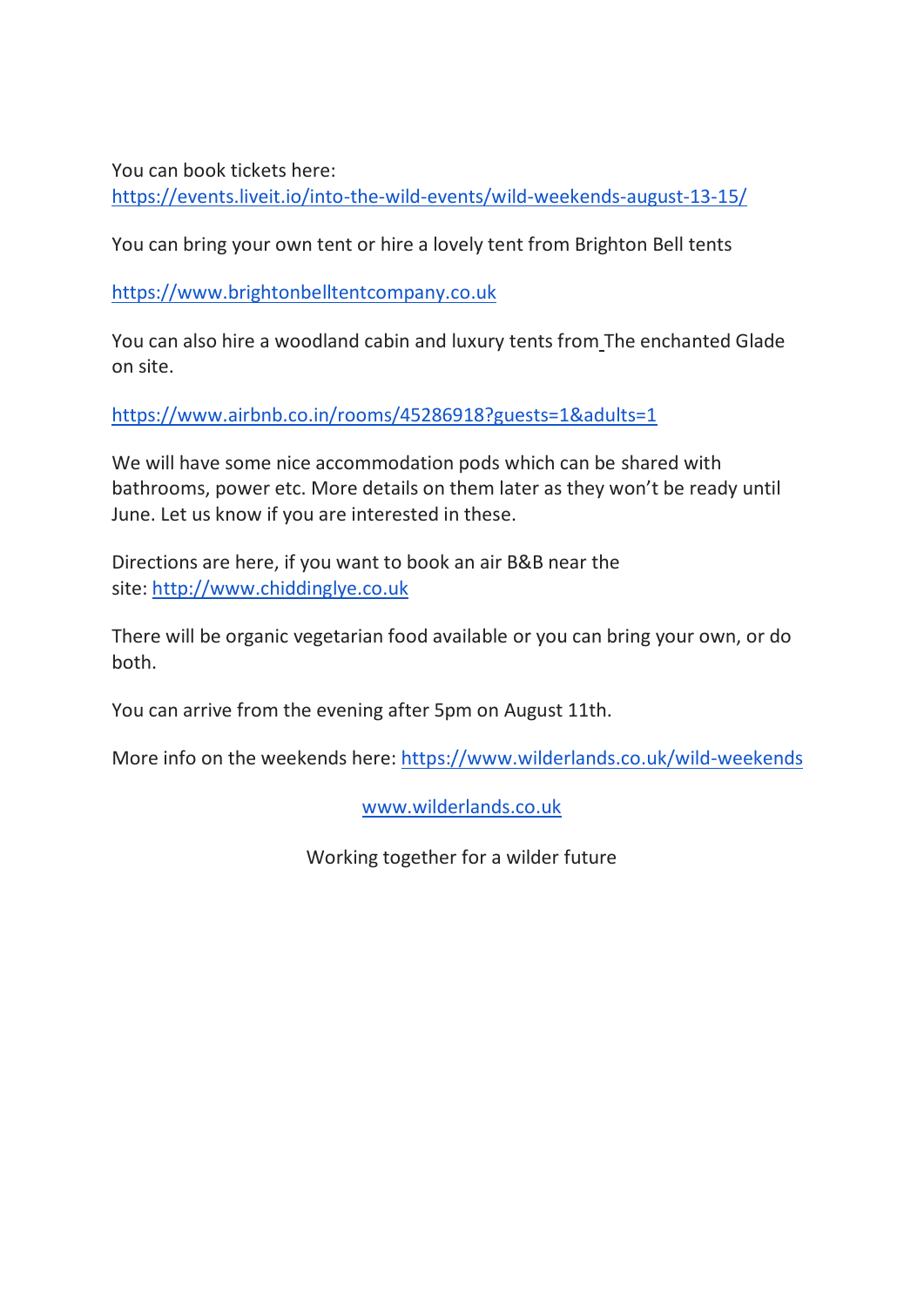You can book tickets here:
https://events.liveit.io/into-the-wild-events/wild-weekends-august-13-15/

You can bring your own tent or hire a lovely tent from Brighton Bell tents

https://www.brightonbelltentcompany.co.uk

You can also hire a woodland cabin and luxury tents from The enchanted Glade on site.

https://www.airbnb.co.in/rooms/45286918?guests=1&adults=1

We will have some nice accommodation pods which can be shared with bathrooms, power etc. More details on them later as they won't be ready until June. Let us know if you are interested in these.

Directions are here, if you want to book an air B&B near the site: http://www.chiddinglye.co.uk

There will be organic vegetarian food available or you can bring your own, or do both.

You can arrive from the evening after 5pm on August 11th.

More info on the weekends here: https://www.wilderlands.co.uk/wild-weekends

www.wilderlands.co.uk

Working together for a wilder future